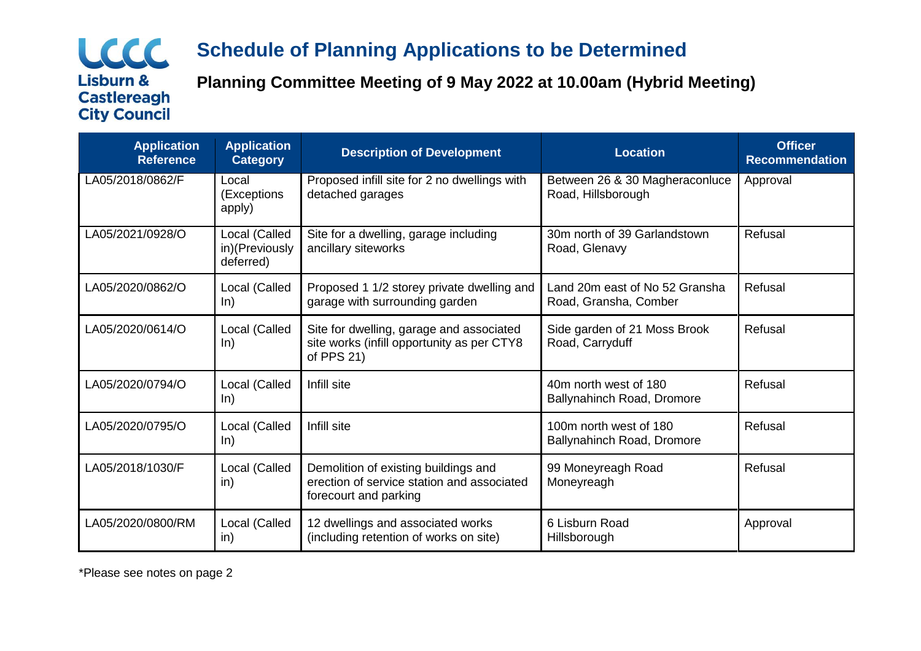LCCC Lisburn & Castlereagh City Council

# Schedule of Planning Applications to be Determined

## Planning Committee Meeting of 9 May 2022 at 10.00am (Hybrid Meeting)

| Application Reference | Application Category | Description of Development | Location | Officer Recommendation |
|---|---|---|---|---|
| LA05/2018/0862/F | Local (Exceptions apply) | Proposed infill site for 2 no dwellings with detached garages | Between 26 & 30 Magheraconluce Road, Hillsborough | Approval |
| LA05/2021/0928/O | Local (Called in)(Previously deferred) | Site for a dwelling, garage including ancillary siteworks | 30m north of 39 Garlandstown Road, Glenavy | Refusal |
| LA05/2020/0862/O | Local (Called In) | Proposed 1 1/2 storey private dwelling and garage with surrounding garden | Land 20m east of No 52 Gransha Road, Gransha, Comber | Refusal |
| LA05/2020/0614/O | Local (Called In) | Site for dwelling, garage and associated site works (infill opportunity as per CTY8 of PPS 21) | Side garden of 21 Moss Brook Road, Carryduff | Refusal |
| LA05/2020/0794/O | Local (Called In) | Infill site | 40m north west of 180 Ballynahinch Road, Dromore | Refusal |
| LA05/2020/0795/O | Local (Called In) | Infill site | 100m north west of 180 Ballynahinch Road, Dromore | Refusal |
| LA05/2018/1030/F | Local (Called in) | Demolition of existing buildings and erection of service station and associated forecourt and parking | 99 Moneyreagh Road Moneyreagh | Refusal |
| LA05/2020/0800/RM | Local (Called in) | 12 dwellings and associated works (including retention of works on site) | 6 Lisburn Road Hillsborough | Approval |

*Please see notes on page 2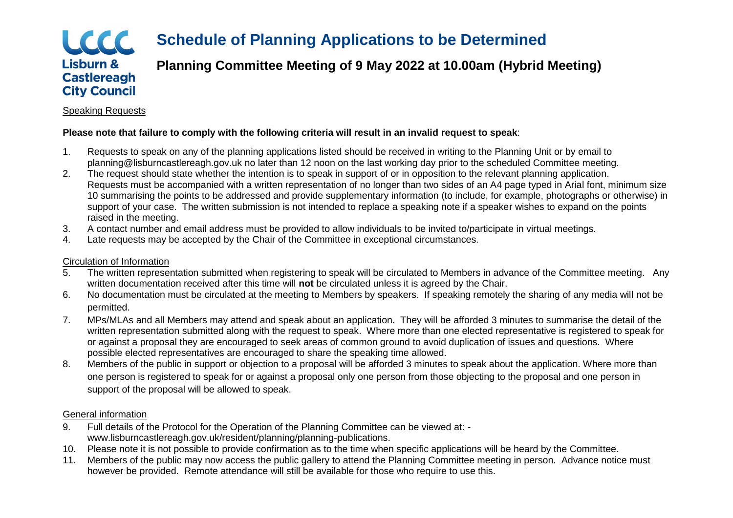# Schedule of Planning Applications to be Determined

## Planning Committee Meeting of 9 May 2022 at 10.00am (Hybrid Meeting)

Speaking Requests

**Please note that failure to comply with the following criteria will result in an invalid request to speak**:

1. Requests to speak on any of the planning applications listed should be received in writing to the Planning Unit or by email to planning@lisburncastlereagh.gov.uk no later than 12 noon on the last working day prior to the scheduled Committee meeting.
2. The request should state whether the intention is to speak in support of or in opposition to the relevant planning application. Requests must be accompanied with a written representation of no longer than two sides of an A4 page typed in Arial font, minimum size 10 summarising the points to be addressed and provide supplementary information (to include, for example, photographs or otherwise) in support of your case. The written submission is not intended to replace a speaking note if a speaker wishes to expand on the points raised in the meeting.
3. A contact number and email address must be provided to allow individuals to be invited to/participate in virtual meetings.
4. Late requests may be accepted by the Chair of the Committee in exceptional circumstances.

Circulation of Information

5. The written representation submitted when registering to speak will be circulated to Members in advance of the Committee meeting. Any written documentation received after this time will **not** be circulated unless it is agreed by the Chair.
6. No documentation must be circulated at the meeting to Members by speakers. If speaking remotely the sharing of any media will not be permitted.
7. MPs/MLAs and all Members may attend and speak about an application. They will be afforded 3 minutes to summarise the detail of the written representation submitted along with the request to speak. Where more than one elected representative is registered to speak for or against a proposal they are encouraged to seek areas of common ground to avoid duplication of issues and questions. Where possible elected representatives are encouraged to share the speaking time allowed.
8. Members of the public in support or objection to a proposal will be afforded 3 minutes to speak about the application. Where more than one person is registered to speak for or against a proposal only one person from those objecting to the proposal and one person in support of the proposal will be allowed to speak.

General information

9. Full details of the Protocol for the Operation of the Planning Committee can be viewed at: - www.lisburncastlereagh.gov.uk/resident/planning/planning-publications.
10. Please note it is not possible to provide confirmation as to the time when specific applications will be heard by the Committee.
11. Members of the public may now access the public gallery to attend the Planning Committee meeting in person. Advance notice must however be provided. Remote attendance will still be available for those who require to use this.